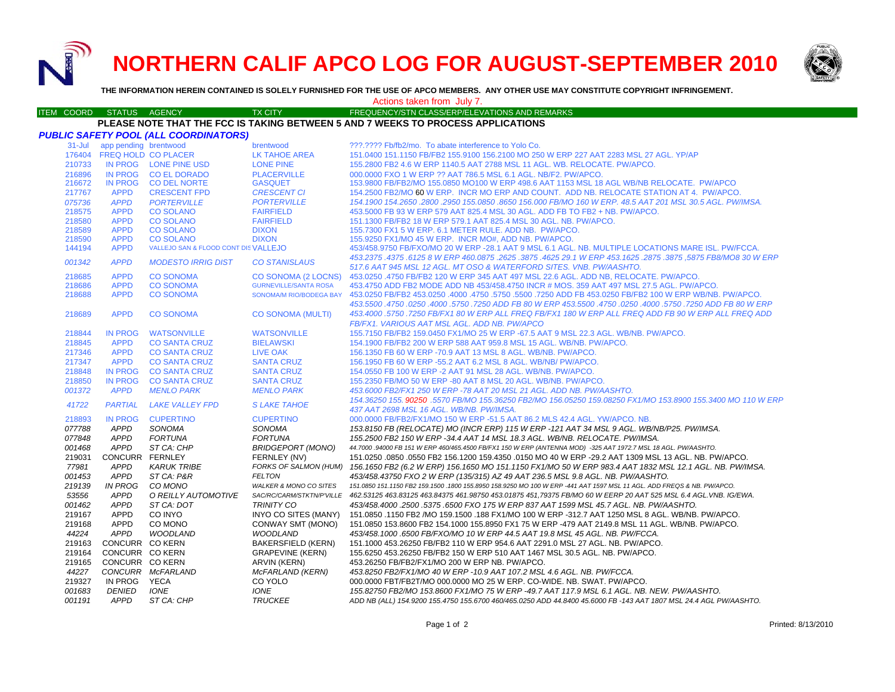# NORTHERN CALIF APCO LOG FOR AUGUST-SEPTEMBER 2010

**THE INFORMATION HEREIN CONTAINED IS SOLELY FURNISHED FOR THE USE OF APCO MEMBERS. ANY OTHER USE MAY CONSTITUTE COPYRIGHT INFRINGEMENT.**

Actions taken from July 7.

**PLEASE NOTE THAT THE FCC IS TAKING BETWEEN 5 AND 7 WEEKS TO PROCESS APPLICATIONS**

***PUBLIC SAFETY POOL (ALL COORDINATORS)***

| ITEM COORD | STATUS | AGENCY | TX CITY | FREQUENCY/STN CLASS/ERP/ELEVATIONS AND REMARKS |
|---|---|---|---|---|
| 31-Jul | app pending | brentwood | brentwood | ???.???? Fb/fb2/mo. To abate interference to Yolo Co. |
| 176404 | FREQ HOLD | CO PLACER | LK TAHOE AREA | 151.0400 151.1150 FB/FB2 155.9100 156.2100 MO 250 W ERP 227 AAT 2283 MSL 27 AGL. YP/AP |
| 210733 | IN PROG | LONE PINE USD | LONE PINE | 155.2800 FB2 4.6 W ERP 1140.5 AAT 2788 MSL 11 AGL. WB. RELOCATE. PW/APCO. |
| 216896 | IN PROG | CO EL DORADO | PLACERVILLE | 000.0000 FXO 1 W ERP ?? AAT 786.5 MSL 6.1 AGL. NB/F2. PW/APCO. |
| 216672 | IN PROG | CO DEL NORTE | GASQUET | 153.9800 FB/FB2/MO 155.0850 MO100 W ERP 498.6 AAT 1153 MSL 18 AGL WB/NB RELOCATE. PW/APCO |
| 217767 | APPD | CRESCENT FPD | *CRESCENT CI* | 154.2500 FB2/MO 60 W ERP. INCR MO ERP AND COUNT. ADD NB. RELOCATE STATION AT 4. PW/APCO. |
| *075736* | *APPD* | *PORTERVILLE* | *PORTERVILLE* | *154.1900 154.2650 .2800 .2950 155.0850 .8650 156.000 FB/MO 160 W ERP. 48.5 AAT 201 MSL 30.5 AGL. PW/IMSA.* |
| 218575 | APPD | CO SOLANO | FAIRFIELD | 453.5000 FB 93 W ERP 579 AAT 825.4 MSL 30 AGL. ADD FB TO FB2 + NB. PW/APCO. |
| 218580 | APPD | CO SOLANO | FAIRFIELD | 151.1300 FB/FB2 18 W ERP 579.1 AAT 825.4 MSL 30 AGL. NB. PW/APCO. |
| 218589 | APPD | CO SOLANO | DIXON | 155.7300 FX1 5 W ERP. 6.1 METER RULE. ADD NB. PW/APCO. |
| 218590 | APPD | CO SOLANO | DIXON | 155.9250 FX1/MO 45 W ERP. INCR MO#, ADD NB. PW/APCO. |
| 144194 | APPD | VALLEJO SAN & FLOOD CONT DIS | VALLEJO | 453/458.9750 FB/FXO/MO 20 W ERP -28.1 AAT 9 MSL 6.1 AGL. NB. MULTIPLE LOCATIONS MARE ISL. PW/FCCA. |
| *001342* | *APPD* | *MODESTO IRRIG DIST* | *CO STANISLAUS* | *453.2375 .4375 .6125 8 W ERP 460.0875 .2625 .3875 .4625 29.1 W ERP 453.1625 .2875 .3875 ,5875 FB8/MO8 30 W ERP 517.6 AAT 945 MSL 12 AGL. MT OSO & WATERFORD SITES. VNB. PW/AASHTO.* |
| 218685 | APPD | CO SONOMA | CO SONOMA (2 LOCNS) | 453.0250 .4750 FB/FB2 120 W ERP 345 AAT 497 MSL 22.6 AGL. ADD NB, RELOCATE. PW/APCO. |
| 218686 | APPD | CO SONOMA | GURNEVILLE/SANTA ROSA | 453.4750 ADD FB2 MODE ADD NB 453/458.4750 INCR # MOS. 359 AAT 497 MSL 27.5 AGL. PW/APCO. |
| 218688 | APPD | CO SONOMA | SONOMA/M RIO/BODEGA BAY | 453.0250 FB/FB2 453.0250 .4000 .4750 .5750 .5500 .7250 ADD FB 453.0250 FB/FB2 100 W ERP WB/NB. PW/APCO. |
| 218689 | APPD | CO SONOMA | *CO SONOMA (MULTI)* | *453.5500 .4750 .0250 .4000 .5750 .7250 ADD FB 80 W ERP 453.5500 .4750 .0250 .4000 .5750 .7250 ADD FB 80 W ERP 453.4000 .5750 .7250 FB/FX1 80 W ERP ALL FREQ FB/FX1 180 W ERP ALL FREQ ADD FB 90 W ERP ALL FREQ ADD FB/FX1. VARIOUS AAT MSL AGL. ADD NB. PW/APCO* |
| 218844 | IN PROG | WATSONVILLE | WATSONVILLE | 155.7150 FB/FB2 159.0450 FX1/MO 25 W ERP -67.5 AAT 9 MSL 22.3 AGL. WB/NB. PW/APCO. |
| 218845 | APPD | CO SANTA CRUZ | BIELAWSKI | 154.1900 FB/FB2 200 W ERP 588 AAT 959.8 MSL 15 AGL. WB/NB. PW/APCO. |
| 217346 | APPD | CO SANTA CRUZ | LIVE OAK | 156.1350 FB 60 W ERP -70.9 AAT 13 MSL 8 AGL. WB/NB. PW/APCO. |
| 217347 | APPD | CO SANTA CRUZ | SANTA CRUZ | 156.1950 FB 60 W ERP -55.2 AAT 6.2 MSL 8 AGL. WB/NB/ PW/APCO. |
| 218848 | IN PROG | CO SANTA CRUZ | SANTA CRUZ | 154.0550 FB 100 W ERP -2 AAT 91 MSL 28 AGL. WB/NB. PW/APCO. |
| 218850 | IN PROG | CO SANTA CRUZ | SANTA CRUZ | 155.2350 FB/MO 50 W ERP -80 AAT 8 MSL 20 AGL. WB/NB. PW/APCO. |
| *001372* | *APPD* | *MENLO PARK* | *MENLO PARK* | *453.6000 FB2/FX1 250 W ERP -78 AAT 20 MSL 21 AGL. ADD NB. PW/AASHTO.* |
| *41722* | *PARTIAL* | *LAKE VALLEY FPD* | *S LAKE TAHOE* | *154.36250 155. 90250 .5570 FB/MO 155.36250 FB2/MO 156.05250 159.08250 FX1/MO 153.8900 155.3400 MO 110 W ERP 437 AAT 2698 MSL 16 AGL. WB/NB. PW/IMSA.* |
| 218893 | IN PROG | CUPERTINO | CUPERTINO | 000.0000 FB/FB2/FX1/MO 150 W ERP -51.5 AAT 86.2 MLS 42.4 AGL. YW/APCO. NB. |
| *077788* | *APPD* | *SONOMA* | *SONOMA* | *153.8150 FB (RELOCATE) MO (INCR ERP) 115 W ERP -121 AAT 34 MSL 9 AGL. WB/NB/P25. PW/IMSA.* |
| *077848* | *APPD* | *FORTUNA* | *FORTUNA* | *155.2500 FB2 150 W ERP -34.4 AAT 14 MSL 18.3 AGL. WB/NB. RELOCATE. PW/IMSA.* |
| *001468* | *APPD* | *ST CA: CHP* | *BRIDGEPORT (MONO)* | *44.7000 .94000 FB 151 W ERP 460/465.4500 FB/FX1 150 W ERP (ANTENNA MOD) -325 AAT 1972.7 MSL 18 AGL. PW/AASHTO.* |
| 219031 | CONCURR | FERNLEY | FERNLEY (NV) | 151.0250 .0850 .0550 FB2 156.1200 159.4350 .0150 MO 40 W ERP -29.2 AAT 1309 MSL 13 AGL. NB. PW/APCO. |
| *77981* | *APPD* | *KARUK TRIBE* | *FORKS OF SALMON (HUM)* | *156.1650 FB2 (6.2 W ERP) 156.1650 MO 151.1150 FX1/MO 50 W ERP 983.4 AAT 1832 MSL 12.1 AGL. NB. PW/IMSA.* |
| *001453* | *APPD* | *ST CA: P&R* | *FELTON* | *453/458.43750 FXO 2 W ERP (135/315) AZ 49 AAT 236.5 MSL 9.8 AGL. NB. PW/AASHTO.* |
| *219139* | *IN PROG* | *CO MONO* | *WALKER & MONO CO SITES* | *151.0850 151.1150 FB2 159.1500 .1800 155.8950 158.9250 MO 100 W ERP -441 AAT 1597 MSL 11 AGL. ADD FREQS & NB. PW/APCO.* |
| *53556* | *APPD* | *O REILLY AUTOMOTIVE* | *SAC/RC/CARM/STKTN/P'VILLE* | *462.53125 463.83125 463.84375 461.98750 453.01875 451,79375 FB/MO 60 W EERP 20 AAT 525 MSL 6.4 AGL.VNB. IG/EWA.* |
| *001462* | *APPD* | *ST CA: DOT* | *TRINITY CO* | *453/458.4000 .2500 .5375 .6500 FXO 175 W ERP 837 AAT 1599 MSL 45.7 AGL. NB. PW/AASHTO.* |
| 219167 | APPD | CO INYO | INYO CO SITES (MANY) | 151.0850 .1150 FB2 /MO 159.1500 .188 FX1/MO 100 W ERP -312.7 AAT 1250 MSL 8 AGL. WB/NB. PW/APCO. |
| 219168 | APPD | CO MONO | CONWAY SMT (MONO) | 151.0850 153.8600 FB2 154.1000 155.8950 FX1 75 W ERP -479 AAT 2149.8 MSL 11 AGL. WB/NB. PW/APCO. |
| *44224* | *APPD* | *WOODLAND* | *WOODLAND* | *453/458.1000 .6500 FB/FXO/MO 10 W ERP 44.5 AAT 19.8 MSL 45 AGL. NB. PW/FCCA.* |
| 219163 | CONCURR | CO KERN | BAKERSFIELD (KERN) | 151.1000 453.26250 FB/FB2 110 W ERP 954.6 AAT 2291.0 MSL 27 AGL. NB. PW/APCO. |
| 219164 | CONCURR | CO KERN | GRAPEVINE (KERN) | 155.6250 453.26250 FB/FB2 150 W ERP 510 AAT 1467 MSL 30.5 AGL. NB. PW/APCO. |
| 219165 | CONCURR | CO KERN | ARVIN (KERN) | 453.26250 FB/FB2/FX1/MO 200 W ERP NB. PW/APCO. |
| *44227* | *CONCURR* | *McFARLAND* | *McFARLAND (KERN)* | *453.8250 FB2/FX1/MO 40 W ERP -10.9 AAT 107.2 MSL 4.6 AGL. NB. PW/FCCA.* |
| 219327 | IN PROG | YECA | CO YOLO | 000.0000 FBT/FB2T/MO 000.0000 MO 25 W ERP. CO-WIDE. NB. SWAT. PW/APCO. |
| *001683* | *DENIED* | *IONE* | *IONE* | *155.82750 FB2/MO 153.8600 FX1/MO 75 W ERP -49.7 AAT 117.9 MSL 6.1 AGL. NB. NEW. PW/AASHTO.* |
| *001191* | *APPD* | *ST CA: CHP* | *TRUCKEE* | *ADD NB (ALL) 154.9200 155.4750 155.6700 460/465.0250 ADD 44.8400 45.6000 FB -143 AAT 1807 MSL 24.4 AGL PW/AASHTO.* |

Printed: 8/13/2010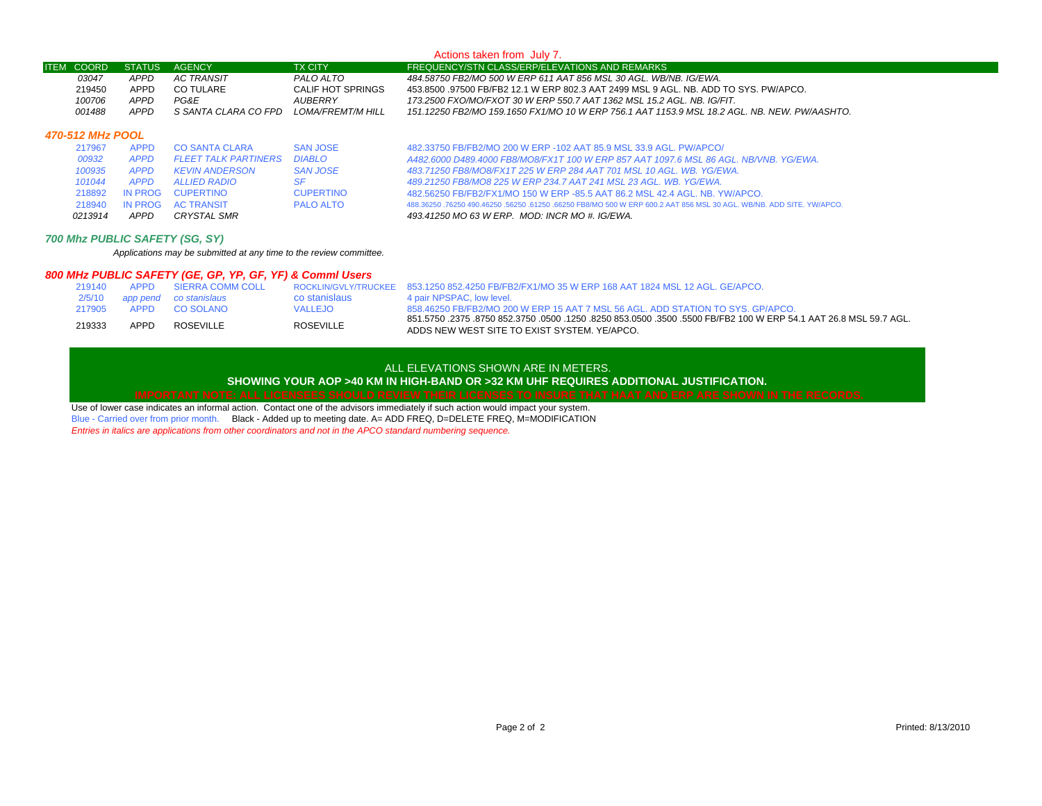Actions taken from July 7.

| ITEM | COORD | STATUS | AGENCY | TX CITY | FREQUENCY/STN CLASS/ERP/ELEVATIONS AND REMARKS |
|---|---|---|---|---|---|
| | *03047* | *APPD* | *AC TRANSIT* | *PALO ALTO* | *484.58750 FB2/MO 500 W ERP 611 AAT 856 MSL 30 AGL. WB/NB. IG/EWA.* |
| | 219450 | APPD | CO TULARE | CALIF HOT SPRINGS | 453.8500 .97500 FB/FB2 12.1 W ERP 802.3 AAT 2499 MSL 9 AGL. NB. ADD TO SYS. PW/APCO. |
| | *100706* | *APPD* | *PG&E* | *AUBERRY* | *173.2500 FXO/MO/FXOT 30 W ERP 550.7 AAT 1362 MSL 15.2 AGL. NB. IG/FIT.* |
| | *001488* | *APPD* | *S SANTA CLARA CO FPD* | *LOMA/FREMT/M HILL* | *151.12250 FB2/MO 159.1650 FX1/MO 10 W ERP 756.1 AAT 1153.9 MSL 18.2 AGL. NB. NEW. PW/AASHTO.* |

### *470-512 MHz POOL*

| | COORD | STATUS | AGENCY | TX CITY | FREQUENCY/STN CLASS/ERP/ELEVATIONS AND REMARKS |
|---|---|---|---|---|---|
| | 217967 | APPD | CO SANTA CLARA | SAN JOSE | 482.33750 FB/FB2/MO 200 W ERP -102 AAT 85.9 MSL 33.9 AGL. PW/APCO/ |
| | *00932* | *APPD* | *FLEET TALK PARTINERS* | *DIABLO* | *A482.6000 D489.4000 FB8/MO8/FX1T 100 W ERP 857 AAT 1097.6 MSL 86 AGL. NB/VNB. YG/EWA.* |
| | *100935* | *APPD* | *KEVIN ANDERSON* | *SAN JOSE* | *483.71250 FB8/MO8/FX1T 225 W ERP 284 AAT 701 MSL 10 AGL. WB. YG/EWA.* |
| | *101044* | *APPD* | *ALLIED RADIO* | *SF* | *489.21250 FB8/MO8 225 W ERP 234.7 AAT 241 MSL 23 AGL. WB. YG/EWA.* |
| | 218892 | IN PROG | CUPERTINO | CUPERTINO | 482.56250 FB/FB2/FX1/MO 150 W ERP -85.5 AAT 86.2 MSL 42.4 AGL. NB. YW/APCO. |
| | 218940 | IN PROG | AC TRANSIT | PALO ALTO | 488.36250 .76250 490.46250 .56250 .61250 .66250 FB8/MO 500 W ERP 600.2 AAT 856 MSL 30 AGL. WB/NB. ADD SITE. YW/APCO. |
| | *0213914* | *APPD* | *CRYSTAL SMR* | | *493.41250 MO 63 W ERP. MOD: INCR MO #. IG/EWA.* |

### *700 Mhz PUBLIC SAFETY (SG, SY)*

*Applications may be submitted at any time to the review committee.*

### *800 MHz PUBLIC SAFETY (GE, GP, YP, GF, YF) & Comml Users*

| | COORD | STATUS | AGENCY | TX CITY | FREQUENCY/STN CLASS/ERP/ELEVATIONS AND REMARKS |
|---|---|---|---|---|---|
| | 219140 | APPD | SIERRA COMM COLL | ROCKLIN/GVLY/TRUCKEE | 853.1250 852.4250 FB/FB2/FX1/MO 35 W ERP 168 AAT 1824 MSL 12 AGL. GE/APCO. |
| | *2/5/10* | *app pend* | *co stanislaus* | co stanislaus | 4 pair NPSPAC, low level. |
| | 217905 | APPD | CO SOLANO | VALLEJO | 858.46250 FB/FB2/MO 200 W ERP 15 AAT 7 MSL 56 AGL. ADD STATION TO SYS. GP/APCO. |
| | 219333 | APPD | ROSEVILLE | ROSEVILLE | 851.5750 .2375 .8750 852.3750 .0500 .1250 .8250 853.0500 .3500 .5500 FB/FB2 100 W ERP 54.1 AAT 26.8 MSL 59.7 AGL. ADDS NEW WEST SITE TO EXIST SYSTEM. YE/APCO. |

ALL ELEVATIONS SHOWN ARE IN METERS.

**SHOWING YOUR AOP >40 KM IN HIGH-BAND OR >32 KM UHF REQUIRES ADDITIONAL JUSTIFICATION.**

**IMPORTANT NOTE: ALL LICENSEES SHOULD REVIEW THEIR LICENSES TO INSURE THAT HAAT AND ERP ARE SHOWN IN THE RECORDS.**

Use of lower case indicates an informal action. Contact one of the advisors immediately if such action would impact your system.

Blue - Carried over from prior month. Black - Added up to meeting date. A= ADD FREQ, D=DELETE FREQ, M=MODIFICATION

*Entries in italics are applications from other coordinators and not in the APCO standard numbering sequence.*

Printed: 8/13/2010